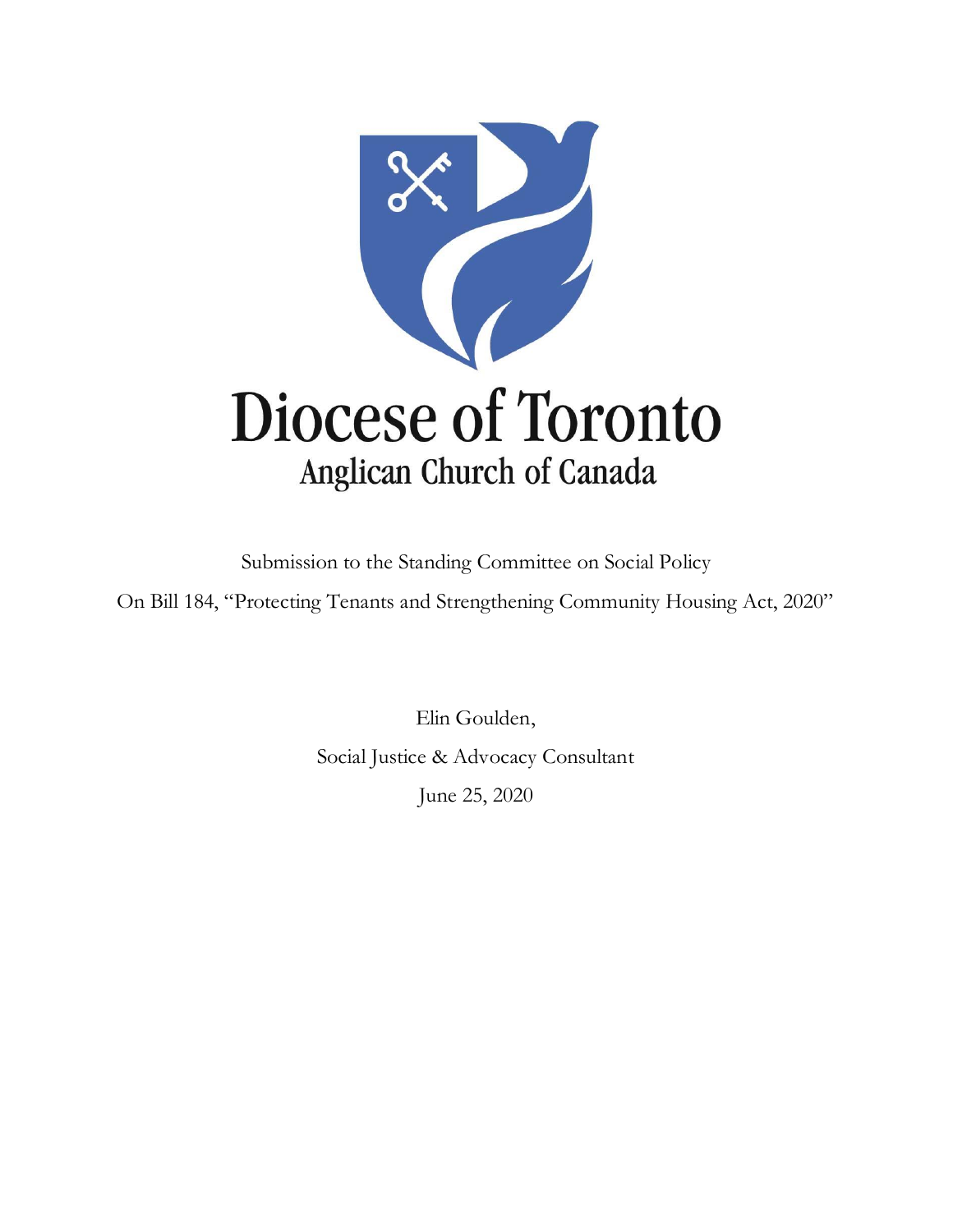# Diocese of Toronto

## Anglican Church of Canada

Submission to the Standing Committee on Social Policy

On Bill 184, "Protecting Tenants and Strengthening Community Housing Act, 2020"

Elin Goulden,

Social Justice & Advocacy Consultant

June 25, 2020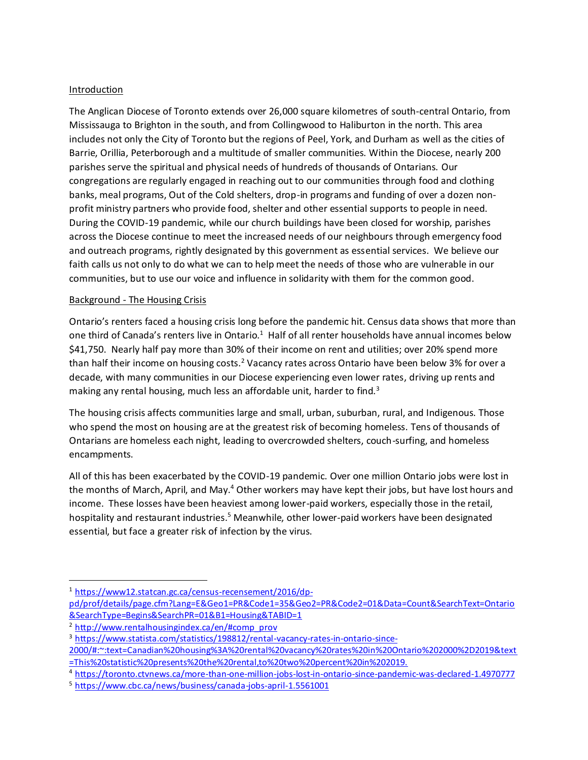## Introduction

The Anglican Diocese of Toronto extends over 26,000 square kilometres of south-central Ontario, from Mississauga to Brighton in the south, and from Collingwood to Haliburton in the north. This area includes not only the City of Toronto but the regions of Peel, York, and Durham as well as the cities of Barrie, Orillia, Peterborough and a multitude of smaller communities. Within the Diocese, nearly 200 parishes serve the spiritual and physical needs of hundreds of thousands of Ontarians. Our congregations are regularly engaged in reaching out to our communities through food and clothing banks, meal programs, Out of the Cold shelters, drop-in programs and funding of over a dozen non-profit ministry partners who provide food, shelter and other essential supports to people in need. During the COVID-19 pandemic, while our church buildings have been closed for worship, parishes across the Diocese continue to meet the increased needs of our neighbours through emergency food and outreach programs, rightly designated by this government as essential services. We believe our faith calls us not only to do what we can to help meet the needs of those who are vulnerable in our communities, but to use our voice and influence in solidarity with them for the common good.

## Background - The Housing Crisis

Ontario's renters faced a housing crisis long before the pandemic hit. Census data shows that more than one third of Canada's renters live in Ontario.[1] Half of all renter households have annual incomes below $41,750. Nearly half pay more than 30% of their income on rent and utilities; over 20% spend more than half their income on housing costs.[2] Vacancy rates across Ontario have been below 3% for over a decade, with many communities in our Diocese experiencing even lower rates, driving up rents and making any rental housing, much less an affordable unit, harder to find.[3]

The housing crisis affects communities large and small, urban, suburban, rural, and Indigenous. Those who spend the most on housing are at the greatest risk of becoming homeless. Tens of thousands of Ontarians are homeless each night, leading to overcrowded shelters, couch-surfing, and homeless encampments.

All of this has been exacerbated by the COVID-19 pandemic. Over one million Ontario jobs were lost in the months of March, April, and May.[4] Other workers may have kept their jobs, but have lost hours and income. These losses have been heaviest among lower-paid workers, especially those in the retail, hospitality and restaurant industries.[5] Meanwhile, other lower-paid workers have been designated essential, but face a greater risk of infection by the virus.

---

[1] https://www12.statcan.gc.ca/census-recensement/2016/dp-pd/prof/details/page.cfm?Lang=E&Geo1=PR&Code1=35&Geo2=PR&Code2=01&Data=Count&SearchText=Ontario&SearchType=Begins&SearchPR=01&B1=Housing&TABID=1

[2] http://www.rentalhousingindex.ca/en/#comp_prov

[3] https://www.statista.com/statistics/198812/rental-vacancy-rates-in-ontario-since-2000/#:~:text=Canadian%20housing%3A%20rental%20vacancy%20rates%20in%20Ontario%202000%2D2019&text=This%20statistic%20presents%20the%20rental,to%20two%20percent%20in%202019.

[4] https://toronto.ctvnews.ca/more-than-one-million-jobs-lost-in-ontario-since-pandemic-was-declared-1.4970777

[5] https://www.cbc.ca/news/business/canada-jobs-april-1.5561001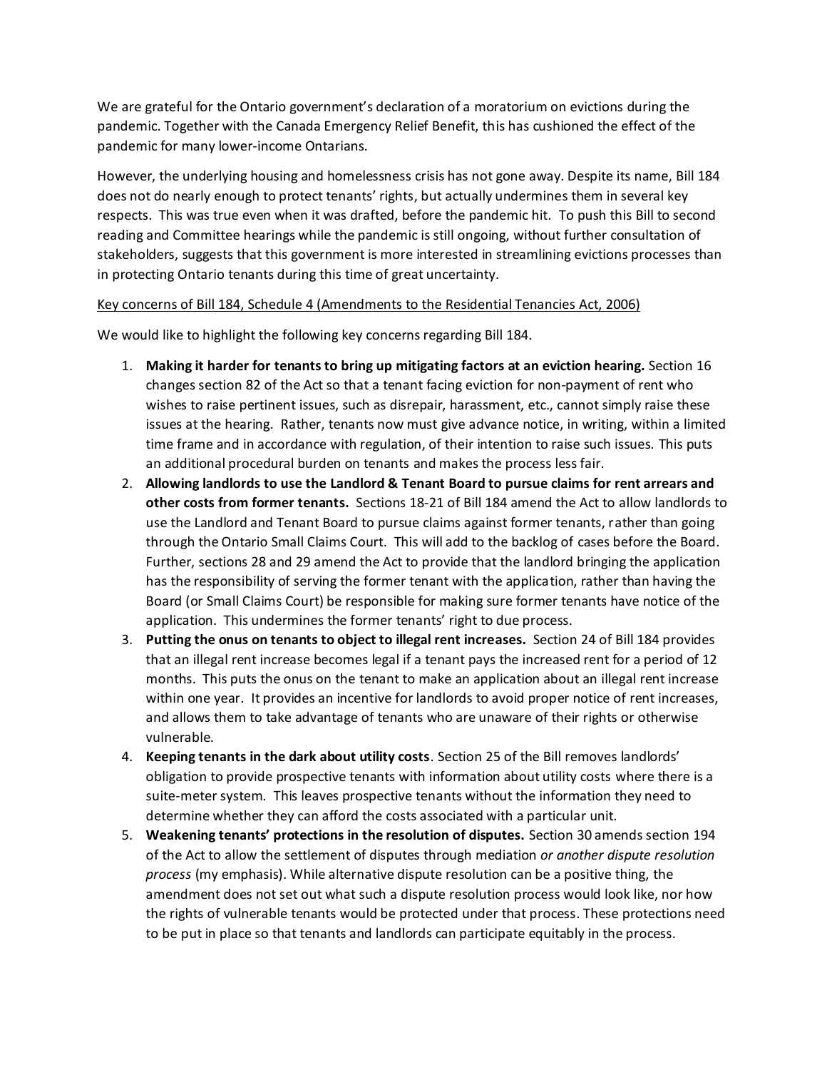We are grateful for the Ontario government's declaration of a moratorium on evictions during the pandemic. Together with the Canada Emergency Relief Benefit, this has cushioned the effect of the pandemic for many lower-income Ontarians.

However, the underlying housing and homelessness crisis has not gone away. Despite its name, Bill 184 does not do nearly enough to protect tenants' rights, but actually undermines them in several key respects. This was true even when it was drafted, before the pandemic hit. To push this Bill to second reading and Committee hearings while the pandemic is still ongoing, without further consultation of stakeholders, suggests that this government is more interested in streamlining evictions processes than in protecting Ontario tenants during this time of great uncertainty.

<u>Key concerns of Bill 184, Schedule 4 (Amendments to the Residential Tenancies Act, 2006)</u>

We would like to highlight the following key concerns regarding Bill 184.

1. **Making it harder for tenants to bring up mitigating factors at an eviction hearing.** Section 16 changes section 82 of the Act so that a tenant facing eviction for non-payment of rent who wishes to raise pertinent issues, such as disrepair, harassment, etc., cannot simply raise these issues at the hearing. Rather, tenants now must give advance notice, in writing, within a limited time frame and in accordance with regulation, of their intention to raise such issues. This puts an additional procedural burden on tenants and makes the process less fair.
2. **Allowing landlords to use the Landlord & Tenant Board to pursue claims for rent arrears and other costs from former tenants.** Sections 18-21 of Bill 184 amend the Act to allow landlords to use the Landlord and Tenant Board to pursue claims against former tenants, rather than going through the Ontario Small Claims Court. This will add to the backlog of cases before the Board. Further, sections 28 and 29 amend the Act to provide that the landlord bringing the application has the responsibility of serving the former tenant with the application, rather than having the Board (or Small Claims Court) be responsible for making sure former tenants have notice of the application. This undermines the former tenants' right to due process.
3. **Putting the onus on tenants to object to illegal rent increases.** Section 24 of Bill 184 provides that an illegal rent increase becomes legal if a tenant pays the increased rent for a period of 12 months. This puts the onus on the tenant to make an application about an illegal rent increase within one year. It provides an incentive for landlords to avoid proper notice of rent increases, and allows them to take advantage of tenants who are unaware of their rights or otherwise vulnerable.
4. **Keeping tenants in the dark about utility costs**. Section 25 of the Bill removes landlords' obligation to provide prospective tenants with information about utility costs where there is a suite-meter system. This leaves prospective tenants without the information they need to determine whether they can afford the costs associated with a particular unit.
5. **Weakening tenants' protections in the resolution of disputes.** Section 30 amends section 194 of the Act to allow the settlement of disputes through mediation *or another dispute resolution process* (my emphasis). While alternative dispute resolution can be a positive thing, the amendment does not set out what such a dispute resolution process would look like, nor how the rights of vulnerable tenants would be protected under that process. These protections need to be put in place so that tenants and landlords can participate equitably in the process.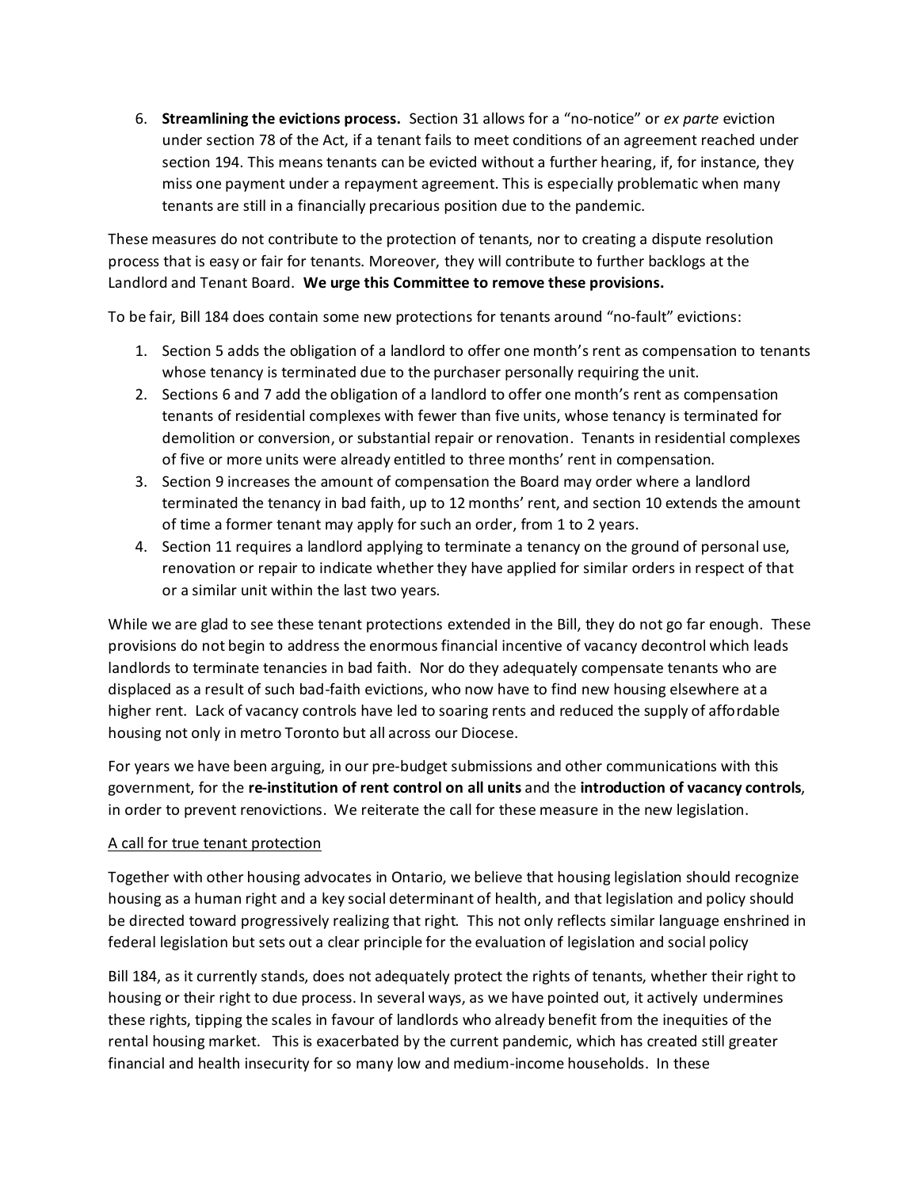6. **Streamlining the evictions process.** Section 31 allows for a "no-notice" or *ex parte* eviction under section 78 of the Act, if a tenant fails to meet conditions of an agreement reached under section 194. This means tenants can be evicted without a further hearing, if, for instance, they miss one payment under a repayment agreement. This is especially problematic when many tenants are still in a financially precarious position due to the pandemic.

These measures do not contribute to the protection of tenants, nor to creating a dispute resolution process that is easy or fair for tenants. Moreover, they will contribute to further backlogs at the Landlord and Tenant Board. **We urge this Committee to remove these provisions.**

To be fair, Bill 184 does contain some new protections for tenants around "no-fault" evictions:

1. Section 5 adds the obligation of a landlord to offer one month's rent as compensation to tenants whose tenancy is terminated due to the purchaser personally requiring the unit.
2. Sections 6 and 7 add the obligation of a landlord to offer one month's rent as compensation tenants of residential complexes with fewer than five units, whose tenancy is terminated for demolition or conversion, or substantial repair or renovation. Tenants in residential complexes of five or more units were already entitled to three months' rent in compensation.
3. Section 9 increases the amount of compensation the Board may order where a landlord terminated the tenancy in bad faith, up to 12 months' rent, and section 10 extends the amount of time a former tenant may apply for such an order, from 1 to 2 years.
4. Section 11 requires a landlord applying to terminate a tenancy on the ground of personal use, renovation or repair to indicate whether they have applied for similar orders in respect of that or a similar unit within the last two years.

While we are glad to see these tenant protections extended in the Bill, they do not go far enough. These provisions do not begin to address the enormous financial incentive of vacancy decontrol which leads landlords to terminate tenancies in bad faith. Nor do they adequately compensate tenants who are displaced as a result of such bad-faith evictions, who now have to find new housing elsewhere at a higher rent. Lack of vacancy controls have led to soaring rents and reduced the supply of affordable housing not only in metro Toronto but all across our Diocese.

For years we have been arguing, in our pre-budget submissions and other communications with this government, for the **re-institution of rent control on all units** and the **introduction of vacancy controls**, in order to prevent renovictions. We reiterate the call for these measure in the new legislation.

<u>A call for true tenant protection</u>

Together with other housing advocates in Ontario, we believe that housing legislation should recognize housing as a human right and a key social determinant of health, and that legislation and policy should be directed toward progressively realizing that right. This not only reflects similar language enshrined in federal legislation but sets out a clear principle for the evaluation of legislation and social policy

Bill 184, as it currently stands, does not adequately protect the rights of tenants, whether their right to housing or their right to due process. In several ways, as we have pointed out, it actively undermines these rights, tipping the scales in favour of landlords who already benefit from the inequities of the rental housing market. This is exacerbated by the current pandemic, which has created still greater financial and health insecurity for so many low and medium-income households. In these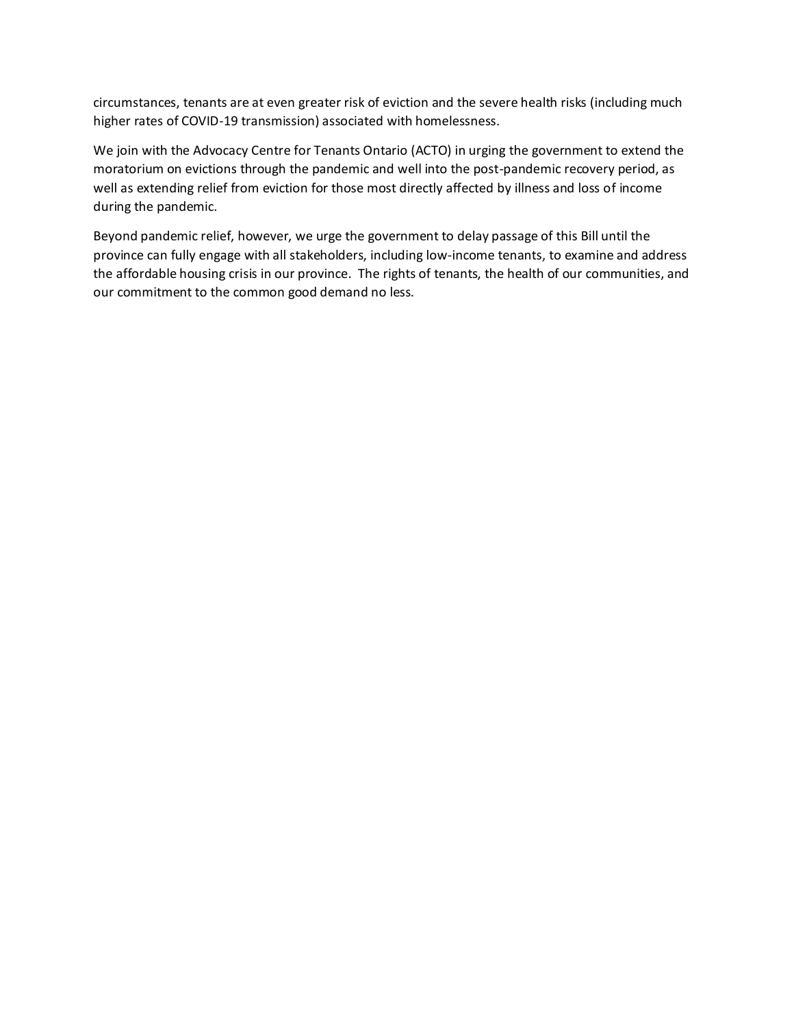circumstances, tenants are at even greater risk of eviction and the severe health risks (including much higher rates of COVID-19 transmission) associated with homelessness.

We join with the Advocacy Centre for Tenants Ontario (ACTO) in urging the government to extend the moratorium on evictions through the pandemic and well into the post-pandemic recovery period, as well as extending relief from eviction for those most directly affected by illness and loss of income during the pandemic.

Beyond pandemic relief, however, we urge the government to delay passage of this Bill until the province can fully engage with all stakeholders, including low-income tenants, to examine and address the affordable housing crisis in our province. The rights of tenants, the health of our communities, and our commitment to the common good demand no less.